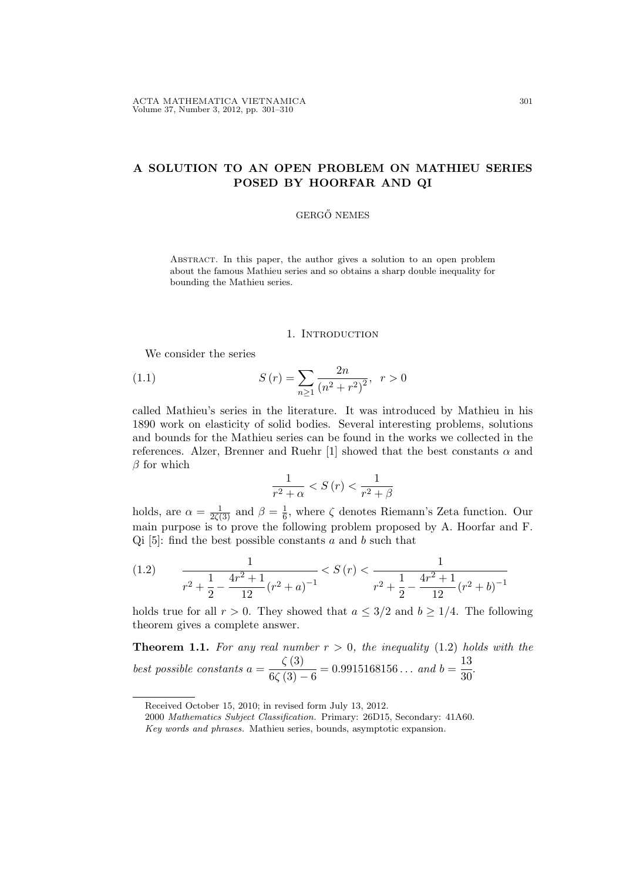# A SOLUTION TO AN OPEN PROBLEM ON MATHIEU SERIES POSED BY HOORFAR AND QI

GERGŐ NEMES

Abstract. In this paper, the author gives a solution to an open problem about the famous Mathieu series and so obtains a sharp double inequality for bounding the Mathieu series.

## 1. Introduction

We consider the series

$$S(r) = \sum_{n \geq 1} \frac{2n}{(n^2 + r^2)^2}, \quad r > 0 \tag{1.1}$$

called Mathieu's series in the literature. It was introduced by Mathieu in his 1890 work on elasticity of solid bodies. Several interesting problems, solutions and bounds for the Mathieu series can be found in the works we collected in the references. Alzer, Brenner and Ruehr [1] showed that the best constants $\alpha$ and $\beta$ for which

$$\frac{1}{r^2 + \alpha} < S(r) < \frac{1}{r^2 + \beta}$$

holds, are $\alpha = \frac{1}{2\zeta(3)}$ and $\beta = \frac{1}{6}$, where $\zeta$ denotes Riemann's Zeta function. Our main purpose is to prove the following problem proposed by A. Hoorfar and F. Qi [5]: find the best possible constants $a$ and $b$ such that

$$\frac{1}{r^2 + \frac{1}{2} - \frac{4r^2+1}{12}(r^2+a)^{-1}} < S(r) < \frac{1}{r^2 + \frac{1}{2} - \frac{4r^2+1}{12}(r^2+b)^{-1}} \tag{1.2}$$

holds true for all $r > 0$. They showed that $a \leq 3/2$ and $b \geq 1/4$. The following theorem gives a complete answer.

**Theorem 1.1.** *For any real number $r > 0$, the inequality* (1.2) *holds with the best possible constants $a = \dfrac{\zeta(3)}{6\zeta(3) - 6} = 0.9915168156\ldots$ and $b = \dfrac{13}{30}$.*

Received October 15, 2010; in revised form July 13, 2012.

2000 *Mathematics Subject Classification.* Primary: 26D15, Secondary: 41A60.

*Key words and phrases.* Mathieu series, bounds, asymptotic expansion.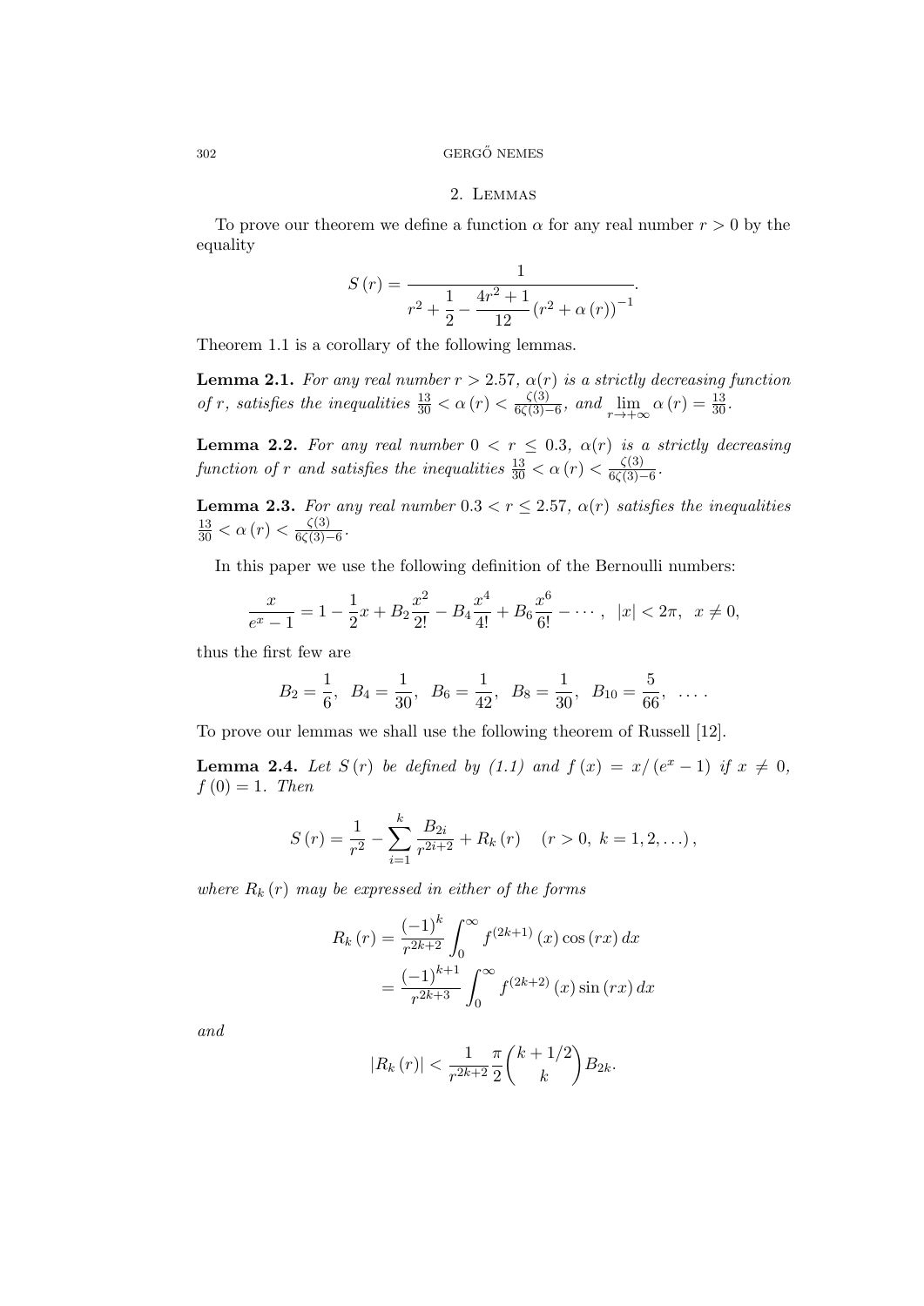## 2. Lemmas

To prove our theorem we define a function $\alpha$ for any real number $r > 0$ by the equality

$$S(r) = \frac{1}{r^2 + \dfrac{1}{2} - \dfrac{4r^2+1}{12}\left(r^2 + \alpha(r)\right)^{-1}}.$$

Theorem 1.1 is a corollary of the following lemmas.

**Lemma 2.1.** *For any real number $r > 2.57$, $\alpha(r)$ is a strictly decreasing function of $r$, satisfies the inequalities $\frac{13}{30} < \alpha(r) < \frac{\zeta(3)}{6\zeta(3)-6}$, and $\lim_{r\to+\infty} \alpha(r) = \frac{13}{30}$.*

**Lemma 2.2.** *For any real number $0 < r \leq 0.3$, $\alpha(r)$ is a strictly decreasing function of $r$ and satisfies the inequalities $\frac{13}{30} < \alpha(r) < \frac{\zeta(3)}{6\zeta(3)-6}$.*

**Lemma 2.3.** *For any real number $0.3 < r \leq 2.57$, $\alpha(r)$ satisfies the inequalities $\frac{13}{30} < \alpha(r) < \frac{\zeta(3)}{6\zeta(3)-6}$.*

In this paper we use the following definition of the Bernoulli numbers:

$$\frac{x}{e^x - 1} = 1 - \frac{1}{2}x + B_2\frac{x^2}{2!} - B_4\frac{x^4}{4!} + B_6\frac{x^6}{6!} - \cdots, \quad |x| < 2\pi, \quad x \neq 0,$$

thus the first few are

$$B_2 = \frac{1}{6}, \quad B_4 = \frac{1}{30}, \quad B_6 = \frac{1}{42}, \quad B_8 = \frac{1}{30}, \quad B_{10} = \frac{5}{66}, \quad \ldots.$$

To prove our lemmas we shall use the following theorem of Russell [12].

**Lemma 2.4.** *Let $S(r)$ be defined by (1.1) and $f(x) = x/(e^x - 1)$ if $x \neq 0$, $f(0) = 1$. Then*

$$S(r) = \frac{1}{r^2} - \sum_{i=1}^{k} \frac{B_{2i}}{r^{2i+2}} + R_k(r) \quad (r > 0,\ k = 1, 2, \ldots),$$

*where $R_k(r)$ may be expressed in either of the forms*

$$\begin{aligned} R_k(r) &= \frac{(-1)^k}{r^{2k+2}} \int_0^\infty f^{(2k+1)}(x)\cos(rx)\,dx \\ &= \frac{(-1)^{k+1}}{r^{2k+3}} \int_0^\infty f^{(2k+2)}(x)\sin(rx)\,dx \end{aligned}$$

*and*

$$|R_k(r)| < \frac{1}{r^{2k+2}} \frac{\pi}{2} \binom{k+1/2}{k} B_{2k}.$$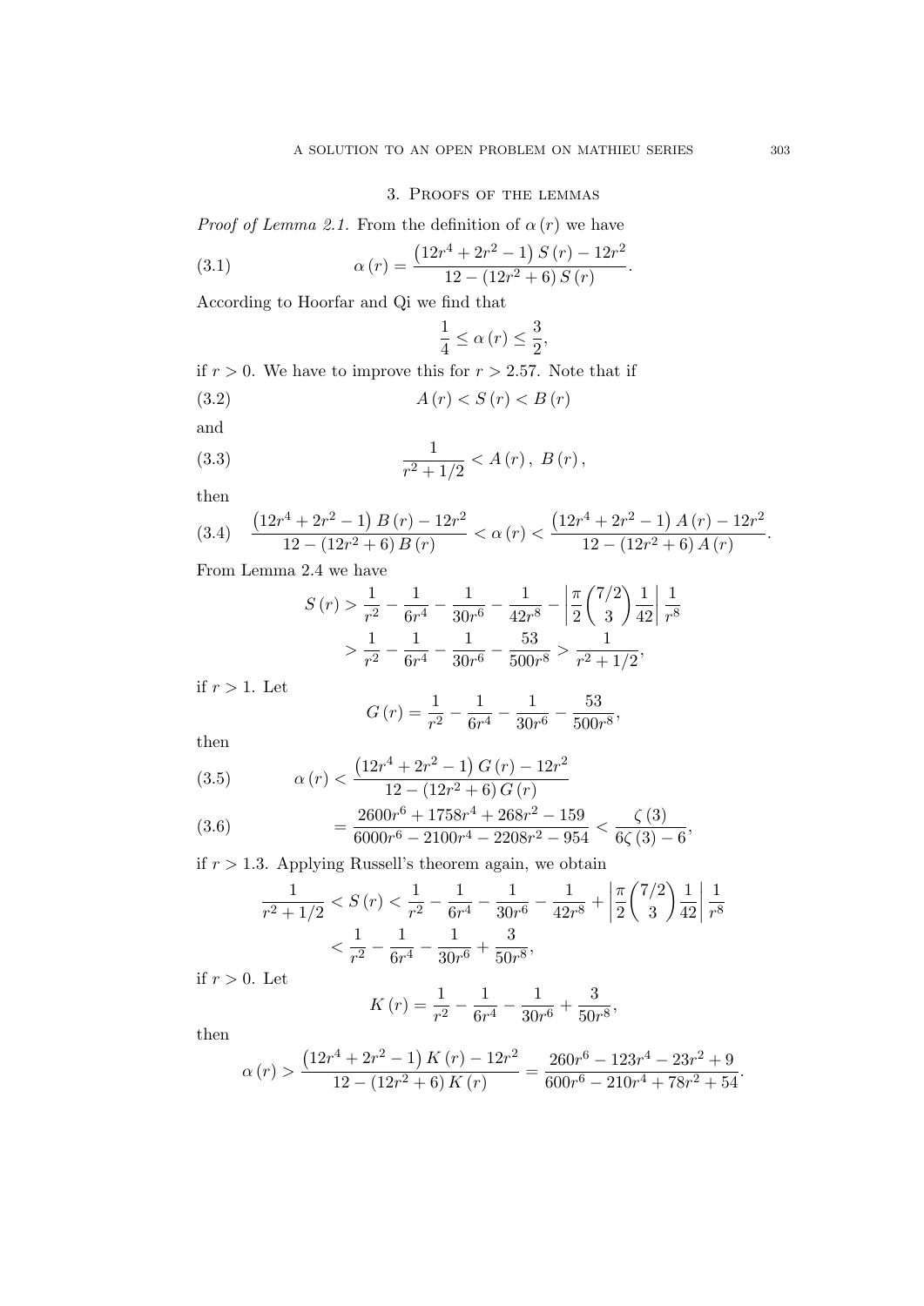## 3. Proofs of the lemmas

*Proof of Lemma 2.1.* From the definition of $\alpha(r)$ we have

$$\alpha(r) = \frac{\left(12r^4 + 2r^2 - 1\right) S(r) - 12r^2}{12 - \left(12r^2 + 6\right) S(r)}. \tag{3.1}$$

According to Hoorfar and Qi we find that

$$\frac{1}{4} \leq \alpha(r) \leq \frac{3}{2},$$

if $r > 0$. We have to improve this for $r > 2.57$. Note that if

$$A(r) < S(r) < B(r) \tag{3.2}$$

and

$$\frac{1}{r^2 + 1/2} < A(r),\ B(r), \tag{3.3}$$

then

$$\frac{\left(12r^4 + 2r^2 - 1\right) B(r) - 12r^2}{12 - \left(12r^2 + 6\right) B(r)} < \alpha(r) < \frac{\left(12r^4 + 2r^2 - 1\right) A(r) - 12r^2}{12 - \left(12r^2 + 6\right) A(r)}. \tag{3.4}$$

From Lemma 2.4 we have

$$\begin{aligned} S(r) &> \frac{1}{r^2} - \frac{1}{6r^4} - \frac{1}{30r^6} - \frac{1}{42r^8} - \left| \frac{\pi}{2} \binom{7/2}{3} \frac{1}{42} \right| \frac{1}{r^8} \\ &> \frac{1}{r^2} - \frac{1}{6r^4} - \frac{1}{30r^6} - \frac{53}{500r^8} > \frac{1}{r^2 + 1/2}, \end{aligned}$$

if $r > 1$. Let

$$G(r) = \frac{1}{r^2} - \frac{1}{6r^4} - \frac{1}{30r^6} - \frac{53}{500r^8},$$

then

$$\alpha(r) < \frac{\left(12r^4 + 2r^2 - 1\right) G(r) - 12r^2}{12 - \left(12r^2 + 6\right) G(r)} \tag{3.5}$$

$$= \frac{2600r^6 + 1758r^4 + 268r^2 - 159}{6000r^6 - 2100r^4 - 2208r^2 - 954} < \frac{\zeta(3)}{6\zeta(3) - 6}, \tag{3.6}$$

if $r > 1.3$. Applying Russell's theorem again, we obtain

$$\begin{aligned} \frac{1}{r^2 + 1/2} < S(r) &< \frac{1}{r^2} - \frac{1}{6r^4} - \frac{1}{30r^6} - \frac{1}{42r^8} + \left| \frac{\pi}{2} \binom{7/2}{3} \frac{1}{42} \right| \frac{1}{r^8} \\ &< \frac{1}{r^2} - \frac{1}{6r^4} - \frac{1}{30r^6} + \frac{3}{50r^8}, \end{aligned}$$

if $r > 0$. Let

$$K(r) = \frac{1}{r^2} - \frac{1}{6r^4} - \frac{1}{30r^6} + \frac{3}{50r^8},$$

then

$$\alpha(r) > \frac{\left(12r^4 + 2r^2 - 1\right) K(r) - 12r^2}{12 - \left(12r^2 + 6\right) K(r)} = \frac{260r^6 - 123r^4 - 23r^2 + 9}{600r^6 - 210r^4 + 78r^2 + 54}.$$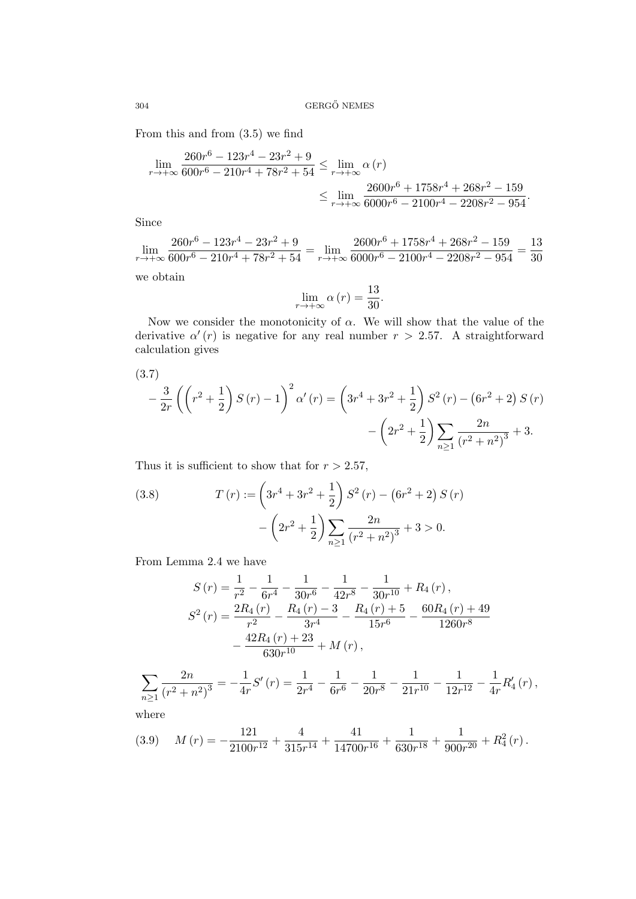From this and from (3.5) we find

$$\lim_{r\to+\infty}\frac{260r^6-123r^4-23r^2+9}{600r^6-210r^4+78r^2+54}\le\lim_{r\to+\infty}\alpha(r)\le\lim_{r\to+\infty}\frac{2600r^6+1758r^4+268r^2-159}{6000r^6-2100r^4-2208r^2-954}.$$

Since

$$\lim_{r\to+\infty}\frac{260r^6-123r^4-23r^2+9}{600r^6-210r^4+78r^2+54}=\lim_{r\to+\infty}\frac{2600r^6+1758r^4+268r^2-159}{6000r^6-2100r^4-2208r^2-954}=\frac{13}{30}$$

we obtain

$$\lim_{r\to+\infty}\alpha(r)=\frac{13}{30}.$$

Now we consider the monotonicity of $\alpha$. We will show that the value of the derivative $\alpha'(r)$ is negative for any real number $r>2.57$. A straightforward calculation gives

$$-\frac{3}{2r}\left(\left(r^2+\frac{1}{2}\right)S(r)-1\right)^2\alpha'(r)=\left(3r^4+3r^2+\frac{1}{2}\right)S^2(r)-\left(6r^2+2\right)S(r)-\left(2r^2+\frac{1}{2}\right)\sum_{n\ge1}\frac{2n}{\left(r^2+n^2\right)^3}+3. \tag{3.7}$$

Thus it is sufficient to show that for $r>2.57$,

$$T(r):=\left(3r^4+3r^2+\frac{1}{2}\right)S^2(r)-\left(6r^2+2\right)S(r)-\left(2r^2+\frac{1}{2}\right)\sum_{n\ge1}\frac{2n}{\left(r^2+n^2\right)^3}+3>0. \tag{3.8}$$

From Lemma 2.4 we have

$$S(r)=\frac{1}{r^2}-\frac{1}{6r^4}-\frac{1}{30r^6}-\frac{1}{42r^8}-\frac{1}{30r^{10}}+R_4(r),$$

$$S^2(r)=\frac{2R_4(r)}{r^2}-\frac{R_4(r)-3}{3r^4}-\frac{R_4(r)+5}{15r^6}-\frac{60R_4(r)+49}{1260r^8}-\frac{42R_4(r)+23}{630r^{10}}+M(r),$$

$$\sum_{n\ge1}\frac{2n}{\left(r^2+n^2\right)^3}=-\frac{1}{4r}S'(r)=\frac{1}{2r^4}-\frac{1}{6r^6}-\frac{1}{20r^8}-\frac{1}{21r^{10}}-\frac{1}{12r^{12}}-\frac{1}{4r}R_4'(r),$$

where

$$M(r)=-\frac{121}{2100r^{12}}+\frac{4}{315r^{14}}+\frac{41}{14700r^{16}}+\frac{1}{630r^{18}}+\frac{1}{900r^{20}}+R_4^2(r). \tag{3.9}$$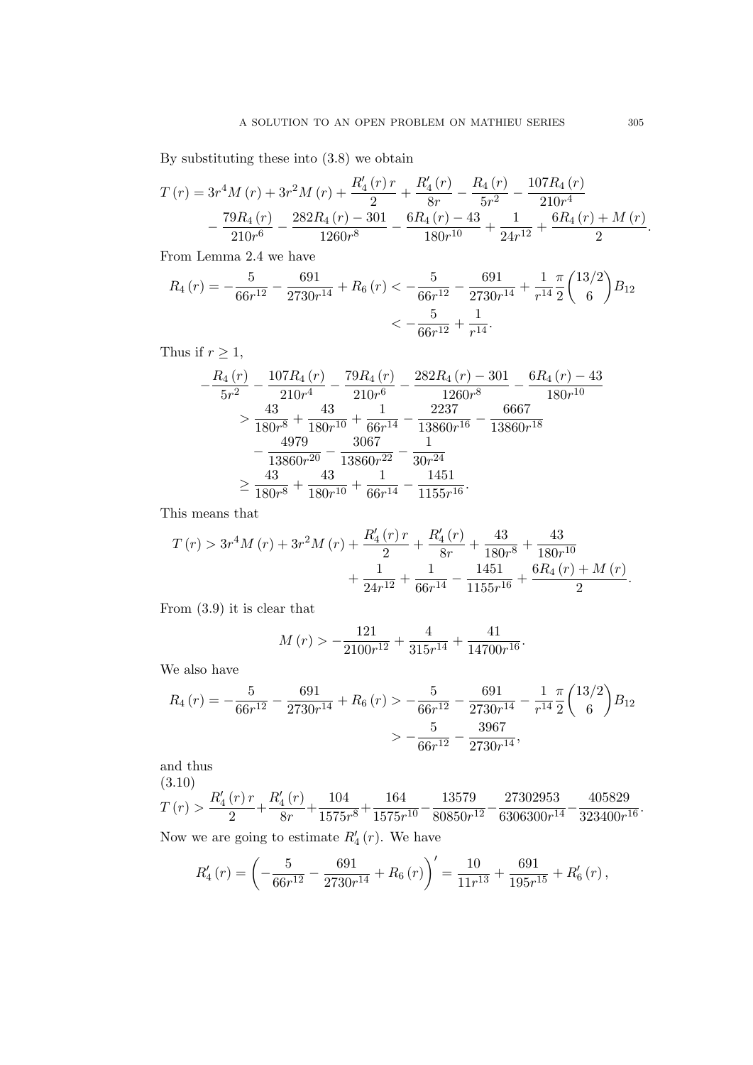By substituting these into (3.8) we obtain

$$T(r) = 3r^4 M(r) + 3r^2 M(r) + \frac{R_4'(r)\,r}{2} + \frac{R_4'(r)}{8r} - \frac{R_4(r)}{5r^2} - \frac{107 R_4(r)}{210 r^4}$$
$$- \frac{79 R_4(r)}{210 r^6} - \frac{282 R_4(r) - 301}{1260 r^8} - \frac{6R_4(r) - 43}{180 r^{10}} + \frac{1}{24 r^{12}} + \frac{6R_4(r) + M(r)}{2}.$$

From Lemma 2.4 we have

$$R_4(r) = -\frac{5}{66 r^{12}} - \frac{691}{2730 r^{14}} + R_6(r) < -\frac{5}{66 r^{12}} - \frac{691}{2730 r^{14}} + \frac{1}{r^{14}}\frac{\pi}{2}\binom{13/2}{6} B_{12}$$
$$< -\frac{5}{66 r^{12}} + \frac{1}{r^{14}}.$$

Thus if $r \geq 1$,

$$-\frac{R_4(r)}{5r^2} - \frac{107 R_4(r)}{210 r^4} - \frac{79 R_4(r)}{210 r^6} - \frac{282 R_4(r) - 301}{1260 r^8} - \frac{6R_4(r) - 43}{180 r^{10}}$$
$$> \frac{43}{180 r^8} + \frac{43}{180 r^{10}} + \frac{1}{66 r^{14}} - \frac{2237}{13860 r^{16}} - \frac{6667}{13860 r^{18}}$$
$$- \frac{4979}{13860 r^{20}} - \frac{3067}{13860 r^{22}} - \frac{1}{30 r^{24}}$$
$$\geq \frac{43}{180 r^8} + \frac{43}{180 r^{10}} + \frac{1}{66 r^{14}} - \frac{1451}{1155 r^{16}}.$$

This means that

$$T(r) > 3r^4 M(r) + 3r^2 M(r) + \frac{R_4'(r)\,r}{2} + \frac{R_4'(r)}{8r} + \frac{43}{180 r^8} + \frac{43}{180 r^{10}}$$
$$+ \frac{1}{24 r^{12}} + \frac{1}{66 r^{14}} - \frac{1451}{1155 r^{16}} + \frac{6R_4(r) + M(r)}{2}.$$

From (3.9) it is clear that

$$M(r) > -\frac{121}{2100 r^{12}} + \frac{4}{315 r^{14}} + \frac{41}{14700 r^{16}}.$$

We also have

$$R_4(r) = -\frac{5}{66 r^{12}} - \frac{691}{2730 r^{14}} + R_6(r) > -\frac{5}{66 r^{12}} - \frac{691}{2730 r^{14}} - \frac{1}{r^{14}}\frac{\pi}{2}\binom{13/2}{6} B_{12}$$
$$> -\frac{5}{66 r^{12}} - \frac{3967}{2730 r^{14}},$$

and thus

$$T(r) > \frac{R_4'(r)\,r}{2} + \frac{R_4'(r)}{8r} + \frac{104}{1575 r^8} + \frac{164}{1575 r^{10}} - \frac{13579}{80850 r^{12}} - \frac{27302953}{6306300 r^{14}} - \frac{405829}{323400 r^{16}}. \tag{3.10}$$

Now we are going to estimate $R_4'(r)$. We have

$$R_4'(r) = \left(-\frac{5}{66 r^{12}} - \frac{691}{2730 r^{14}} + R_6(r)\right)' = \frac{10}{11 r^{13}} + \frac{691}{195 r^{15}} + R_6'(r),$$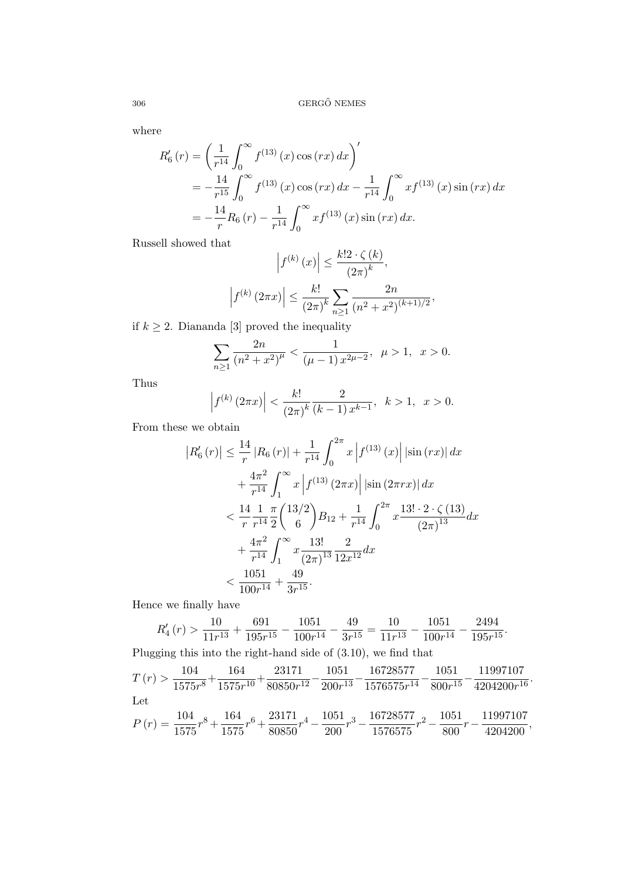where

$$
\begin{aligned}
R_6'(r) &= \left(\frac{1}{r^{14}}\int_0^\infty f^{(13)}(x)\cos(rx)\,dx\right)' \\
&= -\frac{14}{r^{15}}\int_0^\infty f^{(13)}(x)\cos(rx)\,dx - \frac{1}{r^{14}}\int_0^\infty xf^{(13)}(x)\sin(rx)\,dx \\
&= -\frac{14}{r}R_6(r) - \frac{1}{r^{14}}\int_0^\infty xf^{(13)}(x)\sin(rx)\,dx.
\end{aligned}
$$

Russell showed that

$$
\left|f^{(k)}(x)\right| \le \frac{k!2\cdot\zeta(k)}{(2\pi)^k},
$$

$$
\left|f^{(k)}(2\pi x)\right| \le \frac{k!}{(2\pi)^k}\sum_{n\ge1}\frac{2n}{(n^2+x^2)^{(k+1)/2}},
$$

if $k \ge 2$. Diananda [3] proved the inequality

$$
\sum_{n\ge1}\frac{2n}{(n^2+x^2)^\mu} < \frac{1}{(\mu-1)x^{2\mu-2}}, \quad \mu>1, \quad x>0.
$$

Thus

$$
\left|f^{(k)}(2\pi x)\right| < \frac{k!}{(2\pi)^k}\frac{2}{(k-1)x^{k-1}}, \quad k>1, \quad x>0.
$$

From these we obtain

$$
\begin{aligned}
\left|R_6'(r)\right| &\le \frac{14}{r}\left|R_6(r)\right| + \frac{1}{r^{14}}\int_0^{2\pi} x\left|f^{(13)}(x)\right|\left|\sin(rx)\right|dx \\
&\quad + \frac{4\pi^2}{r^{14}}\int_1^\infty x\left|f^{(13)}(2\pi x)\right|\left|\sin(2\pi rx)\right|dx \\
&< \frac{14}{r}\frac{1}{r^{14}}\frac{\pi}{2}\binom{13/2}{6}B_{12} + \frac{1}{r^{14}}\int_0^{2\pi} x\frac{13!\cdot2\cdot\zeta(13)}{(2\pi)^{13}}dx \\
&\quad + \frac{4\pi^2}{r^{14}}\int_1^\infty x\frac{13!}{(2\pi)^{13}}\frac{2}{12x^{12}}dx \\
&< \frac{1051}{100r^{14}} + \frac{49}{3r^{15}}.
\end{aligned}
$$

Hence we finally have

$$
R_4'(r) > \frac{10}{11r^{13}} + \frac{691}{195r^{15}} - \frac{1051}{100r^{14}} - \frac{49}{3r^{15}} = \frac{10}{11r^{13}} - \frac{1051}{100r^{14}} - \frac{2494}{195r^{15}}.
$$

Plugging this into the right-hand side of (3.10), we find that

$$
T(r) > \frac{104}{1575r^8} + \frac{164}{1575r^{10}} + \frac{23171}{80850r^{12}} - \frac{1051}{200r^{13}} - \frac{16728577}{1576575r^{14}} - \frac{1051}{800r^{15}} - \frac{11997107}{4204200r^{16}}.
$$

Let

$$
P(r) = \frac{104}{1575}r^8 + \frac{164}{1575}r^6 + \frac{23171}{80850}r^4 - \frac{1051}{200}r^3 - \frac{16728577}{1576575}r^2 - \frac{1051}{800}r - \frac{11997107}{4204200},
$$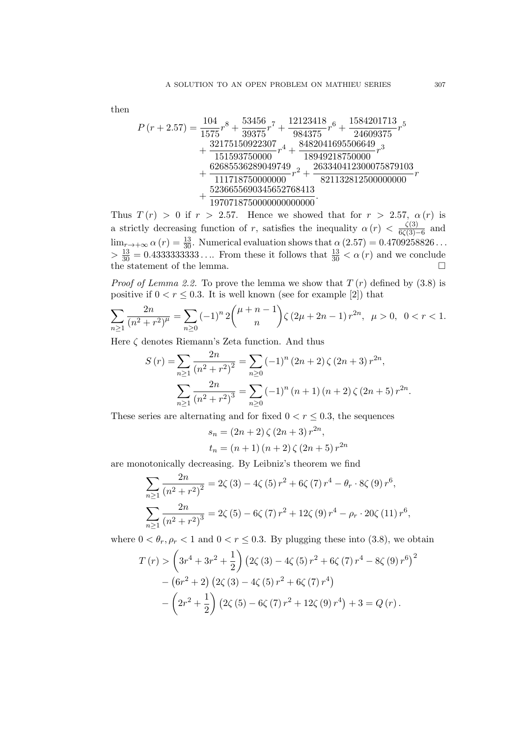then

$$
\begin{aligned}
P(r+2.57) = & \frac{104}{1575}r^8 + \frac{53456}{39375}r^7 + \frac{12123418}{984375}r^6 + \frac{1584201713}{24609375}r^5 \\
& + \frac{32175150922307}{151593750000}r^4 + \frac{8482041695506649}{18949218750000}r^3 \\
& + \frac{62685536289049749}{111718750000000}r^2 + \frac{263340412300075879103}{821132812500000000}r \\
& + \frac{523665569034565276841 3}{19707187500000000000000}.
\end{aligned}
$$

Thus $T(r) > 0$ if $r > 2.57$. Hence we showed that for $r > 2.57$, $\alpha(r)$ is a strictly decreasing function of $r$, satisfies the inequality $\alpha(r) < \frac{\zeta(3)}{6\zeta(3)-6}$ and $\lim_{r\to+\infty}\alpha(r) = \frac{13}{30}$. Numerical evaluation shows that $\alpha(2.57) = 0.4709258826\ldots > \frac{13}{30} = 0.4333333333\ldots$. From these it follows that $\frac{13}{30} < \alpha(r)$ and we conclude the statement of the lemma. $\square$

*Proof of Lemma 2.2.* To prove the lemma we show that $T(r)$ defined by (3.8) is positive if $0 < r \leq 0.3$. It is well known (see for example [2]) that

$$
\sum_{n\geq 1}\frac{2n}{(n^2+r^2)^{\mu}} = \sum_{n\geq 0}(-1)^n 2\binom{\mu+n-1}{n}\zeta(2\mu+2n-1)r^{2n}, \quad \mu > 0, \quad 0 < r < 1.
$$

Here $\zeta$ denotes Riemann's Zeta function. And thus

$$
\begin{aligned}
S(r) = & \sum_{n\geq 1}\frac{2n}{(n^2+r^2)^2} = \sum_{n\geq 0}(-1)^n(2n+2)\zeta(2n+3)r^{2n}, \\
& \sum_{n\geq 1}\frac{2n}{(n^2+r^2)^3} = \sum_{n\geq 0}(-1)^n(n+1)(n+2)\zeta(2n+5)r^{2n}.
\end{aligned}
$$

These series are alternating and for fixed $0 < r \leq 0.3$, the sequences

$$
\begin{aligned}
s_n &= (2n+2)\zeta(2n+3)r^{2n}, \\
t_n &= (n+1)(n+2)\zeta(2n+5)r^{2n}
\end{aligned}
$$

are monotonically decreasing. By Leibniz's theorem we find

$$
\begin{aligned}
\sum_{n\geq 1}\frac{2n}{(n^2+r^2)^2} &= 2\zeta(3) - 4\zeta(5)r^2 + 6\zeta(7)r^4 - \theta_r \cdot 8\zeta(9)r^6, \\
\sum_{n\geq 1}\frac{2n}{(n^2+r^2)^3} &= 2\zeta(5) - 6\zeta(7)r^2 + 12\zeta(9)r^4 - \rho_r \cdot 20\zeta(11)r^6,
\end{aligned}
$$

where $0 < \theta_r, \rho_r < 1$ and $0 < r \leq 0.3$. By plugging these into (3.8), we obtain

$$
\begin{aligned}
T(r) > & \left(3r^4 + 3r^2 + \frac{1}{2}\right)\left(2\zeta(3) - 4\zeta(5)r^2 + 6\zeta(7)r^4 - 8\zeta(9)r^6\right)^2 \\
& - \left(6r^2 + 2\right)\left(2\zeta(3) - 4\zeta(5)r^2 + 6\zeta(7)r^4\right) \\
& - \left(2r^2 + \frac{1}{2}\right)\left(2\zeta(5) - 6\zeta(7)r^2 + 12\zeta(9)r^4\right) + 3 = Q(r).
\end{aligned}
$$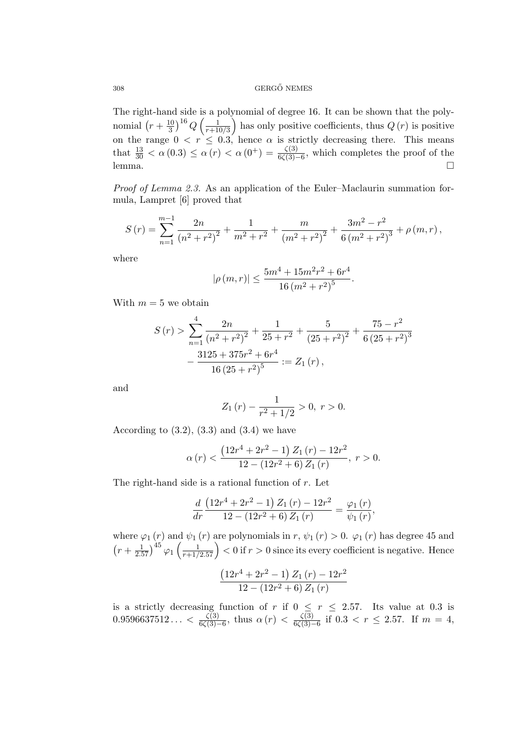The right-hand side is a polynomial of degree 16. It can be shown that the polynomial $\left(r+\frac{10}{3}\right)^{16} Q\left(\frac{1}{r+10/3}\right)$ has only positive coefficients, thus $Q(r)$ is positive on the range $0<r\leq 0.3$, hence $\alpha$ is strictly decreasing there. This means that $\frac{13}{30}<\alpha(0.3)\leq\alpha(r)<\alpha(0^{+})=\frac{\zeta(3)}{6\zeta(3)-6}$, which completes the proof of the lemma. □

*Proof of Lemma 2.3.* As an application of the Euler–Maclaurin summation formula, Lampret [6] proved that

$$S(r)=\sum_{n=1}^{m-1}\frac{2n}{\left(n^{2}+r^{2}\right)^{2}}+\frac{1}{m^{2}+r^{2}}+\frac{m}{\left(m^{2}+r^{2}\right)^{2}}+\frac{3m^{2}-r^{2}}{6\left(m^{2}+r^{2}\right)^{3}}+\rho(m,r),$$

where

$$|\rho(m,r)|\leq\frac{5m^{4}+15m^{2}r^{2}+6r^{4}}{16\left(m^{2}+r^{2}\right)^{5}}.$$

With $m=5$ we obtain

$$\begin{aligned}S(r)>&\sum_{n=1}^{4}\frac{2n}{\left(n^{2}+r^{2}\right)^{2}}+\frac{1}{25+r^{2}}+\frac{5}{\left(25+r^{2}\right)^{2}}+\frac{75-r^{2}}{6\left(25+r^{2}\right)^{3}}\\&-\frac{3125+375r^{2}+6r^{4}}{16\left(25+r^{2}\right)^{5}}:=Z_{1}(r),\end{aligned}$$

and

$$Z_{1}(r)-\frac{1}{r^{2}+1/2}>0,\ r>0.$$

According to (3.2), (3.3) and (3.4) we have

$$\alpha(r)<\frac{\left(12r^{4}+2r^{2}-1\right)Z_{1}(r)-12r^{2}}{12-\left(12r^{2}+6\right)Z_{1}(r)},\ r>0.$$

The right-hand side is a rational function of $r$. Let

$$\frac{d}{dr}\frac{\left(12r^{4}+2r^{2}-1\right)Z_{1}(r)-12r^{2}}{12-\left(12r^{2}+6\right)Z_{1}(r)}=\frac{\varphi_{1}(r)}{\psi_{1}(r)},$$

where $\varphi_{1}(r)$ and $\psi_{1}(r)$ are polynomials in $r$, $\psi_{1}(r)>0$. $\varphi_{1}(r)$ has degree 45 and $\left(r+\frac{1}{2.57}\right)^{45}\varphi_{1}\left(\frac{1}{r+1/2.57}\right)<0$ if $r>0$ since its every coefficient is negative. Hence

$$\frac{\left(12r^{4}+2r^{2}-1\right)Z_{1}(r)-12r^{2}}{12-\left(12r^{2}+6\right)Z_{1}(r)}$$

is a strictly decreasing function of $r$ if $0\leq r\leq 2.57$. Its value at 0.3 is $0.9596637512\ldots<\frac{\zeta(3)}{6\zeta(3)-6}$, thus $\alpha(r)<\frac{\zeta(3)}{6\zeta(3)-6}$ if $0.3<r\leq 2.57$. If $m=4$,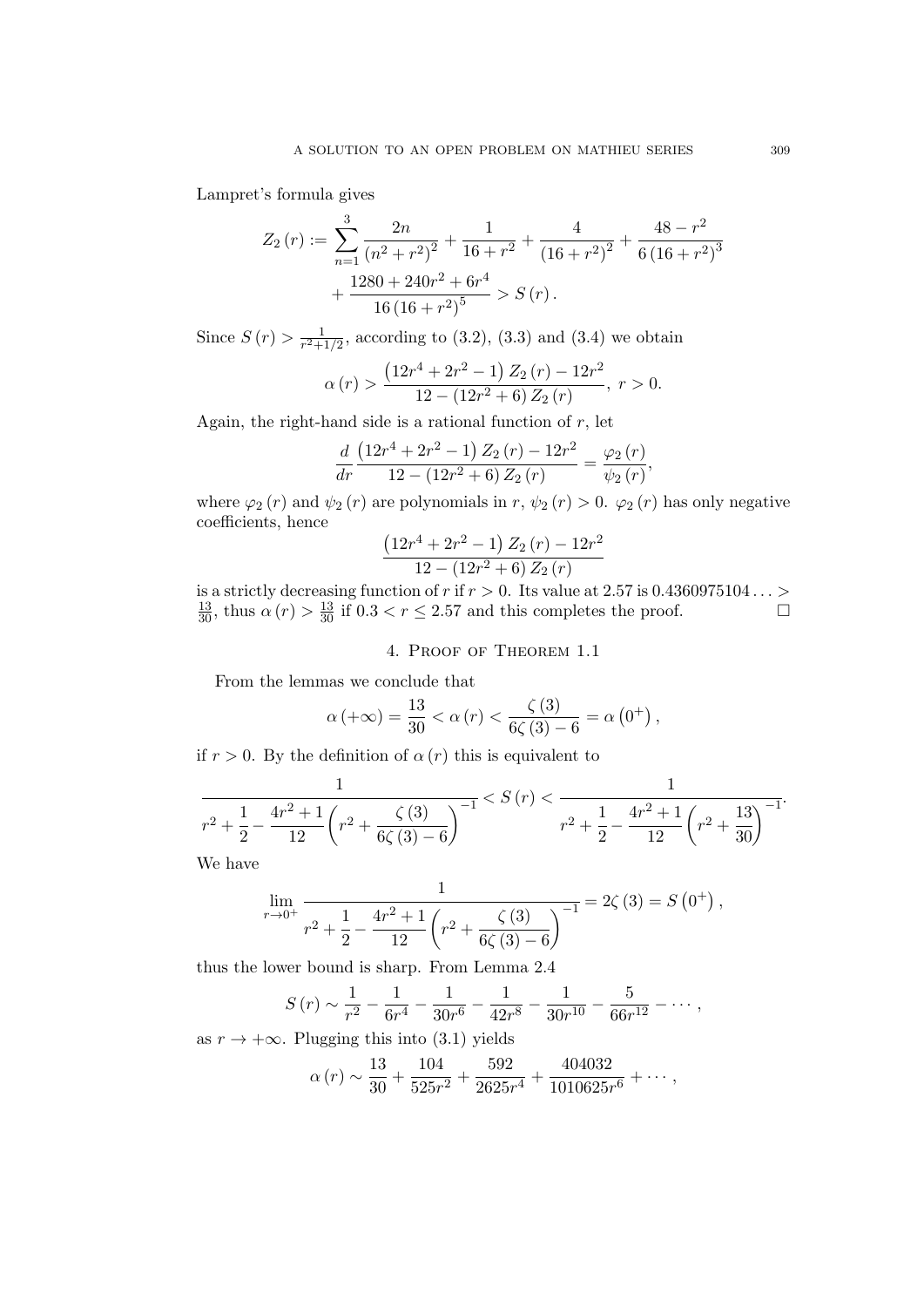Lampret's formula gives

$$Z_2(r) := \sum_{n=1}^{3} \frac{2n}{\left(n^2+r^2\right)^2} + \frac{1}{16+r^2} + \frac{4}{\left(16+r^2\right)^2} + \frac{48-r^2}{6\left(16+r^2\right)^3} + \frac{1280+240r^2+6r^4}{16\left(16+r^2\right)^5} > S(r).$$

Since $S(r) > \frac{1}{r^2+1/2}$, according to (3.2), (3.3) and (3.4) we obtain

$$\alpha(r) > \frac{\left(12r^4+2r^2-1\right)Z_2(r) - 12r^2}{12-\left(12r^2+6\right)Z_2(r)}, \ r>0.$$

Again, the right-hand side is a rational function of $r$, let

$$\frac{d}{dr}\frac{\left(12r^4+2r^2-1\right)Z_2(r) - 12r^2}{12-\left(12r^2+6\right)Z_2(r)} = \frac{\varphi_2(r)}{\psi_2(r)},$$

where $\varphi_2(r)$ and $\psi_2(r)$ are polynomials in $r$, $\psi_2(r) > 0$. $\varphi_2(r)$ has only negative coefficients, hence

$$\frac{\left(12r^4+2r^2-1\right)Z_2(r) - 12r^2}{12-\left(12r^2+6\right)Z_2(r)}$$

is a strictly decreasing function of $r$ if $r>0$. Its value at $2.57$ is $0.4360975104\ldots > \frac{13}{30}$, thus $\alpha(r) > \frac{13}{30}$ if $0.3 < r \leq 2.57$ and this completes the proof. □

## 4. Proof of Theorem 1.1

From the lemmas we conclude that

$$\alpha(+\infty) = \frac{13}{30} < \alpha(r) < \frac{\zeta(3)}{6\zeta(3)-6} = \alpha\left(0^+\right),$$

if $r>0$. By the definition of $\alpha(r)$ this is equivalent to

$$\frac{1}{r^2+\frac{1}{2}-\frac{4r^2+1}{12}\left(r^2+\frac{\zeta(3)}{6\zeta(3)-6}\right)^{-1}} < S(r) < \frac{1}{r^2+\frac{1}{2}-\frac{4r^2+1}{12}\left(r^2+\frac{13}{30}\right)^{-1}}.$$

We have

$$\lim_{r\to 0^+}\frac{1}{r^2+\frac{1}{2}-\frac{4r^2+1}{12}\left(r^2+\frac{\zeta(3)}{6\zeta(3)-6}\right)^{-1}} = 2\zeta(3) = S\left(0^+\right),$$

thus the lower bound is sharp. From Lemma 2.4

$$S(r) \sim \frac{1}{r^2} - \frac{1}{6r^4} - \frac{1}{30r^6} - \frac{1}{42r^8} - \frac{1}{30r^{10}} - \frac{5}{66r^{12}} - \cdots,$$

as $r \to +\infty$. Plugging this into (3.1) yields

$$\alpha(r) \sim \frac{13}{30} + \frac{104}{525r^2} + \frac{592}{2625r^4} + \frac{404032}{1010625r^6} + \cdots,$$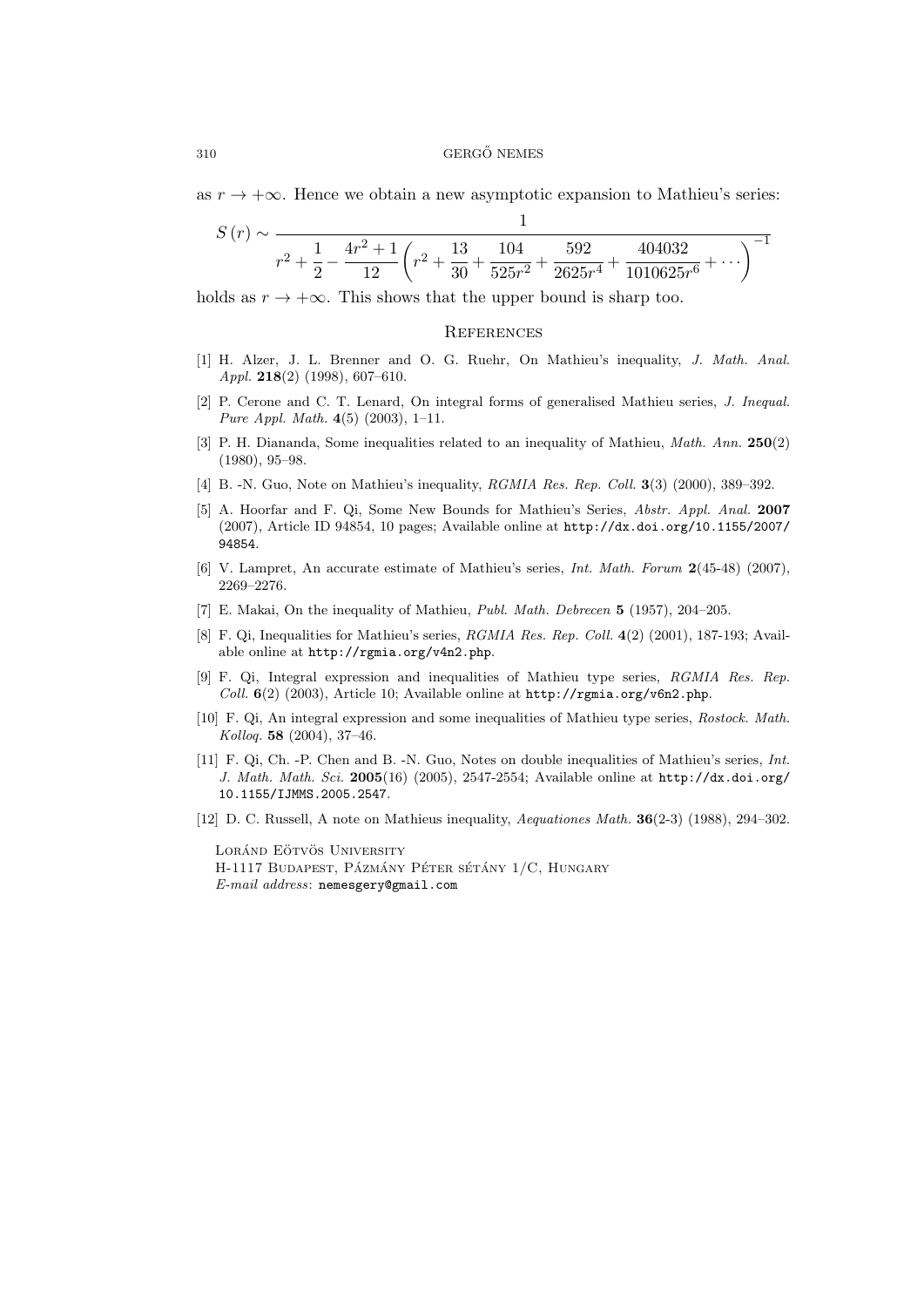as $r \to +\infty$. Hence we obtain a new asymptotic expansion to Mathieu's series:

$$S(r) \sim \cfrac{1}{r^2 + \cfrac{1}{2} - \cfrac{4r^2+1}{12}\left(r^2 + \cfrac{13}{30} + \cfrac{104}{525r^2} + \cfrac{592}{2625r^4} + \cfrac{404032}{1010625r^6} + \cdots\right)^{-1}}$$

holds as $r \to +\infty$. This shows that the upper bound is sharp too.

## References

[1] H. Alzer, J. L. Brenner and O. G. Ruehr, On Mathieu's inequality, *J. Math. Anal. Appl.* **218**(2) (1998), 607–610.

[2] P. Cerone and C. T. Lenard, On integral forms of generalised Mathieu series, *J. Inequal. Pure Appl. Math.* **4**(5) (2003), 1–11.

[3] P. H. Diananda, Some inequalities related to an inequality of Mathieu, *Math. Ann.* **250**(2) (1980), 95–98.

[4] B. -N. Guo, Note on Mathieu's inequality, *RGMIA Res. Rep. Coll.* **3**(3) (2000), 389–392.

[5] A. Hoorfar and F. Qi, Some New Bounds for Mathieu's Series, *Abstr. Appl. Anal.* **2007** (2007), Article ID 94854, 10 pages; Available online at http://dx.doi.org/10.1155/2007/94854.

[6] V. Lampret, An accurate estimate of Mathieu's series, *Int. Math. Forum* **2**(45-48) (2007), 2269–2276.

[7] E. Makai, On the inequality of Mathieu, *Publ. Math. Debrecen* **5** (1957), 204–205.

[8] F. Qi, Inequalities for Mathieu's series, *RGMIA Res. Rep. Coll.* **4**(2) (2001), 187-193; Available online at http://rgmia.org/v4n2.php.

[9] F. Qi, Integral expression and inequalities of Mathieu type series, *RGMIA Res. Rep. Coll.* **6**(2) (2003), Article 10; Available online at http://rgmia.org/v6n2.php.

[10] F. Qi, An integral expression and some inequalities of Mathieu type series, *Rostock. Math. Kolloq.* **58** (2004), 37–46.

[11] F. Qi, Ch. -P. Chen and B. -N. Guo, Notes on double inequalities of Mathieu's series, *Int. J. Math. Math. Sci.* **2005**(16) (2005), 2547-2554; Available online at http://dx.doi.org/10.1155/IJMMS.2005.2547.

[12] D. C. Russell, A note on Mathieus inequality, *Aequationes Math.* **36**(2-3) (1988), 294–302.

Loránd Eötvös University
H-1117 Budapest, Pázmány Péter sétány 1/C, Hungary
*E-mail address*: nemesgery@gmail.com